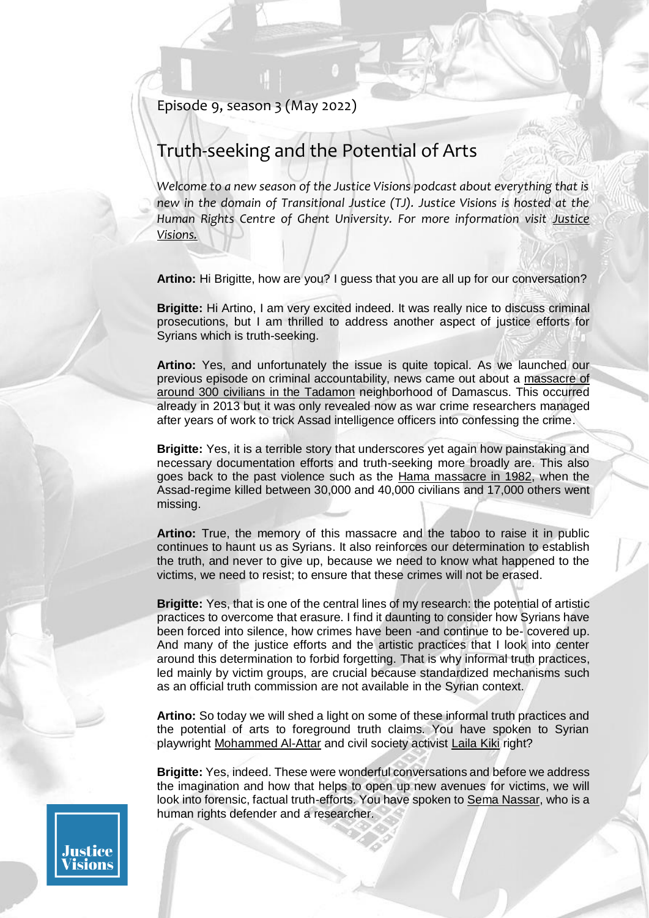Episode 9, season 3 (May 2022)

# Truth-seeking and the Potential of Arts

*Welcome to a new season of the Justice Visions podcast about everything that is new in the domain of Transitional Justice (TJ). Justice Visions is hosted at the Human Rights Centre of Ghent University. For more information visit Justice Visions.*

**Artino:** Hi Brigitte, how are you? I guess that you are all up for our conversation?

**Brigitte:** Hi Artino, I am very excited indeed. It was really nice to discuss criminal prosecutions, but I am thrilled to address another aspect of justice efforts for Syrians which is truth-seeking.

**Artino:** Yes, and unfortunately the issue is quite topical. As we launched our previous episode on criminal accountability, news came out about a massacre of around 300 civilians in the Tadamon neighborhood of Damascus. This occurred already in 2013 but it was only revealed now as war crime researchers managed after years of work to trick Assad intelligence officers into confessing the crime.

**Brigitte:** Yes, it is a terrible story that underscores yet again how painstaking and necessary documentation efforts and truth-seeking more broadly are. This also goes back to the past violence such as the Hama massacre in 1982, when the Assad-regime killed between 30,000 and 40,000 civilians and 17,000 others went missing.

**Artino:** True, the memory of this massacre and the taboo to raise it in public continues to haunt us as Syrians. It also reinforces our determination to establish the truth, and never to give up, because we need to know what happened to the victims, we need to resist; to ensure that these crimes will not be erased.

**Brigitte:** Yes, that is one of the central lines of my research: the potential of artistic practices to overcome that erasure. I find it daunting to consider how Syrians have been forced into silence, how crimes have been -and continue to be- covered up. And many of the justice efforts and the artistic practices that I look into center around this determination to forbid forgetting. That is why informal truth practices, led mainly by victim groups, are crucial because standardized mechanisms such as an official truth commission are not available in the Syrian context.

**Artino:** So today we will shed a light on some of these informal truth practices and the potential of arts to foreground truth claims. You have spoken to Syrian playwright Mohammed Al-Attar and civil society activist Laila Kiki right?

**Brigitte:** Yes, indeed. These were wonderful conversations and before we address the imagination and how that helps to open up new avenues for victims, we will look into forensic, factual truth-efforts. You have spoken to Sema Nassar, who is a human rights defender and a researcher.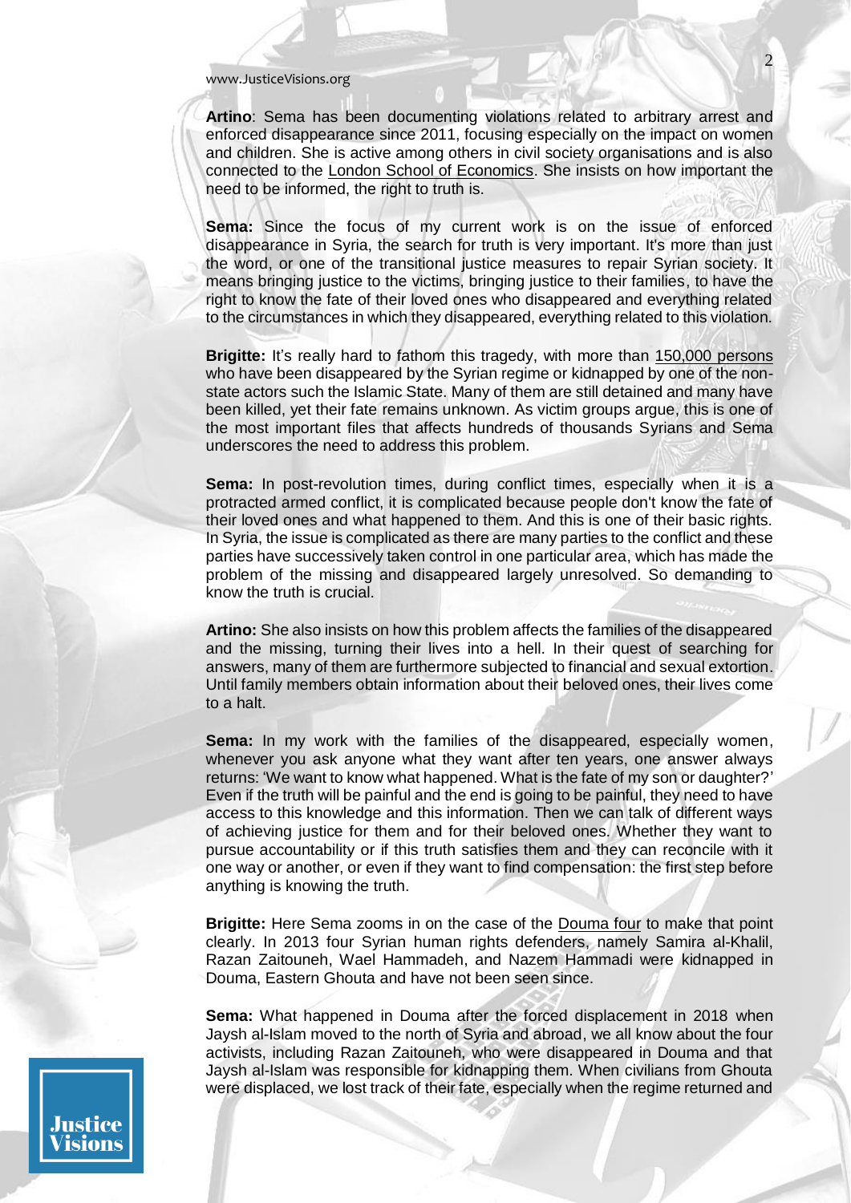**Artino**: Sema has been documenting violations related to arbitrary arrest and enforced disappearance since 2011, focusing especially on the impact on women and children. She is active among others in civil society organisations and is also connected to the London School of Economics. She insists on how important the need to be informed, the right to truth is.

**Sema:** Since the focus of my current work is on the issue of enforced disappearance in Syria, the search for truth is very important. It's more than just the word, or one of the transitional justice measures to repair Syrian society. It means bringing justice to the victims, bringing justice to their families, to have the right to know the fate of their loved ones who disappeared and everything related to the circumstances in which they disappeared, everything related to this violation.

**Brigitte:** It's really hard to fathom this tragedy, with more than 150,000 persons who have been disappeared by the Syrian regime or kidnapped by one of the non-state actors such the Islamic State. Many of them are still detained and many have been killed, yet their fate remains unknown. As victim groups argue, this is one of the most important files that affects hundreds of thousands Syrians and Sema underscores the need to address this problem.

**Sema:** In post-revolution times, during conflict times, especially when it is a protracted armed conflict, it is complicated because people don't know the fate of their loved ones and what happened to them. And this is one of their basic rights. In Syria, the issue is complicated as there are many parties to the conflict and these parties have successively taken control in one particular area, which has made the problem of the missing and disappeared largely unresolved. So demanding to know the truth is crucial.

**Artino:** She also insists on how this problem affects the families of the disappeared and the missing, turning their lives into a hell. In their quest of searching for answers, many of them are furthermore subjected to financial and sexual extortion. Until family members obtain information about their beloved ones, their lives come to a halt.

**Sema:** In my work with the families of the disappeared, especially women, whenever you ask anyone what they want after ten years, one answer always returns: 'We want to know what happened. What is the fate of my son or daughter?' Even if the truth will be painful and the end is going to be painful, they need to have access to this knowledge and this information. Then we can talk of different ways of achieving justice for them and for their beloved ones. Whether they want to pursue accountability or if this truth satisfies them and they can reconcile with it one way or another, or even if they want to find compensation: the first step before anything is knowing the truth.

**Brigitte:** Here Sema zooms in on the case of the Douma four to make that point clearly. In 2013 four Syrian human rights defenders, namely Samira al-Khalil, Razan Zaitouneh, Wael Hammadeh, and Nazem Hammadi were kidnapped in Douma, Eastern Ghouta and have not been seen since.

**Sema:** What happened in Douma after the forced displacement in 2018 when Jaysh al-Islam moved to the north of Syria and abroad, we all know about the four activists, including Razan Zaitouneh, who were disappeared in Douma and that Jaysh al-Islam was responsible for kidnapping them. When civilians from Ghouta were displaced, we lost track of their fate, especially when the regime returned and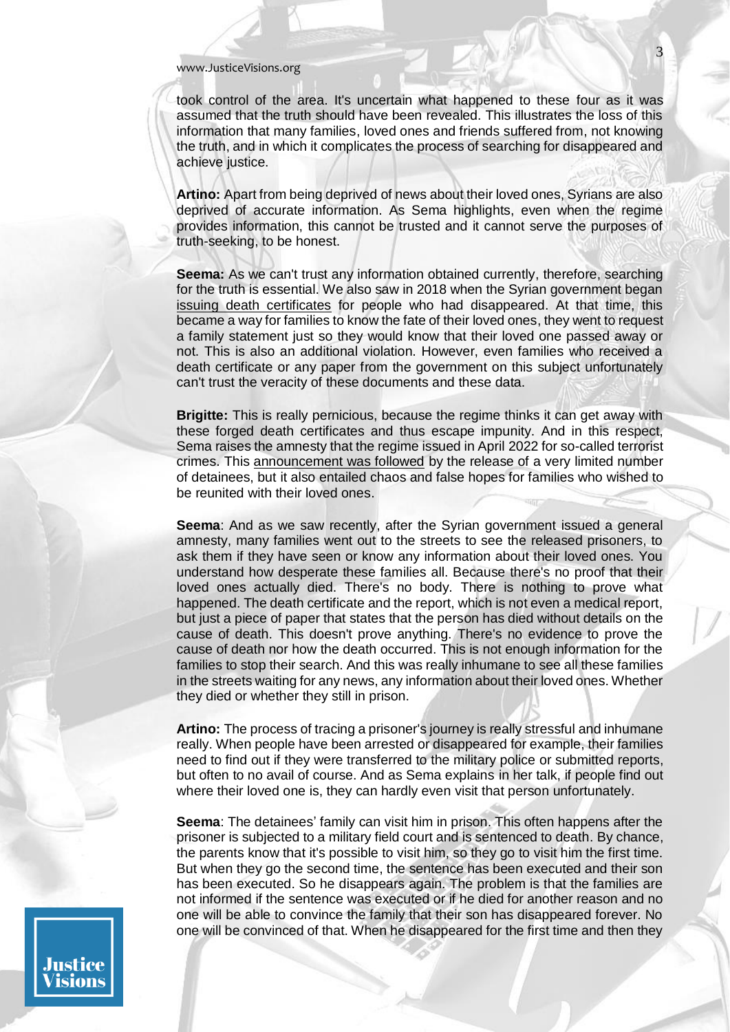took control of the area. It's uncertain what happened to these four as it was assumed that the truth should have been revealed. This illustrates the loss of this information that many families, loved ones and friends suffered from, not knowing the truth, and in which it complicates the process of searching for disappeared and achieve justice.

**Artino:** Apart from being deprived of news about their loved ones, Syrians are also deprived of accurate information. As Sema highlights, even when the regime provides information, this cannot be trusted and it cannot serve the purposes of truth-seeking, to be honest.

**Seema:** As we can't trust any information obtained currently, therefore, searching for the truth is essential. We also saw in 2018 when the Syrian government began issuing death certificates for people who had disappeared. At that time, this became a way for families to know the fate of their loved ones, they went to request a family statement just so they would know that their loved one passed away or not. This is also an additional violation. However, even families who received a death certificate or any paper from the government on this subject unfortunately can't trust the veracity of these documents and these data.

**Brigitte:** This is really pernicious, because the regime thinks it can get away with these forged death certificates and thus escape impunity. And in this respect, Sema raises the amnesty that the regime issued in April 2022 for so-called terrorist crimes. This announcement was followed by the release of a very limited number of detainees, but it also entailed chaos and false hopes for families who wished to be reunited with their loved ones.

**Seema**: And as we saw recently, after the Syrian government issued a general amnesty, many families went out to the streets to see the released prisoners, to ask them if they have seen or know any information about their loved ones. You understand how desperate these families all. Because there's no proof that their loved ones actually died. There's no body. There is nothing to prove what happened. The death certificate and the report, which is not even a medical report, but just a piece of paper that states that the person has died without details on the cause of death. This doesn't prove anything. There's no evidence to prove the cause of death nor how the death occurred. This is not enough information for the families to stop their search. And this was really inhumane to see all these families in the streets waiting for any news, any information about their loved ones. Whether they died or whether they still in prison.

**Artino:** The process of tracing a prisoner's journey is really stressful and inhumane really. When people have been arrested or disappeared for example, their families need to find out if they were transferred to the military police or submitted reports, but often to no avail of course. And as Sema explains in her talk, if people find out where their loved one is, they can hardly even visit that person unfortunately.

**Seema**: The detainees' family can visit him in prison. This often happens after the prisoner is subjected to a military field court and is sentenced to death. By chance, the parents know that it's possible to visit him, so they go to visit him the first time. But when they go the second time, the sentence has been executed and their son has been executed. So he disappears again. The problem is that the families are not informed if the sentence was executed or if he died for another reason and no one will be able to convince the family that their son has disappeared forever. No one will be convinced of that. When he disappeared for the first time and then they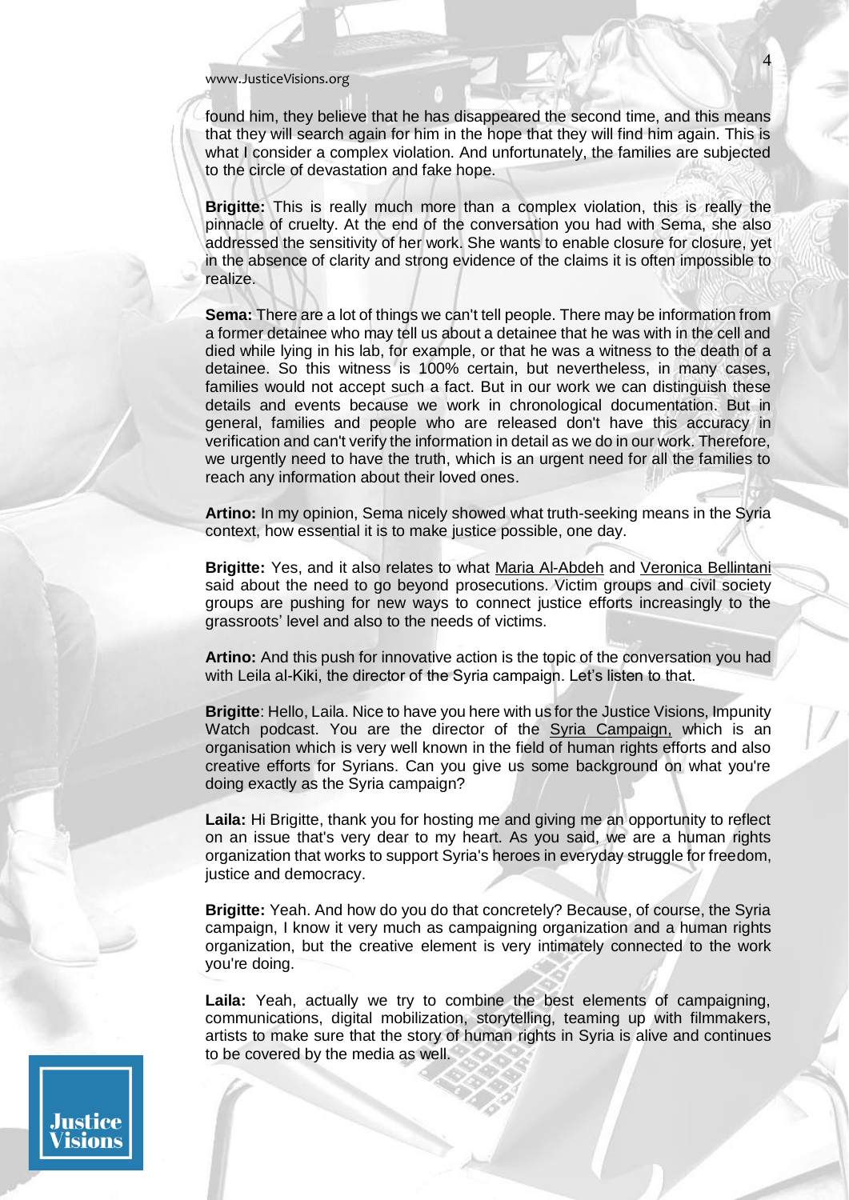found him, they believe that he has disappeared the second time, and this means that they will search again for him in the hope that they will find him again. This is what I consider a complex violation. And unfortunately, the families are subjected to the circle of devastation and fake hope.

**Brigitte:** This is really much more than a complex violation, this is really the pinnacle of cruelty. At the end of the conversation you had with Sema, she also addressed the sensitivity of her work. She wants to enable closure for closure, yet in the absence of clarity and strong evidence of the claims it is often impossible to realize.

**Sema:** There are a lot of things we can't tell people. There may be information from a former detainee who may tell us about a detainee that he was with in the cell and died while lying in his lab, for example, or that he was a witness to the death of a detainee. So this witness is 100% certain, but nevertheless, in many cases, families would not accept such a fact. But in our work we can distinguish these details and events because we work in chronological documentation. But in general, families and people who are released don't have this accuracy in verification and can't verify the information in detail as we do in our work. Therefore, we urgently need to have the truth, which is an urgent need for all the families to reach any information about their loved ones.

**Artino:** In my opinion, Sema nicely showed what truth-seeking means in the Syria context, how essential it is to make justice possible, one day.

**Brigitte:** Yes, and it also relates to what Maria Al-Abdeh and Veronica Bellintani said about the need to go beyond prosecutions. Victim groups and civil society groups are pushing for new ways to connect justice efforts increasingly to the grassroots' level and also to the needs of victims.

**Artino:** And this push for innovative action is the topic of the conversation you had with Leila al-Kiki, the director of the Syria campaign. Let's listen to that.

**Brigitte**: Hello, Laila. Nice to have you here with us for the Justice Visions, Impunity Watch podcast. You are the director of the Syria Campaign, which is an organisation which is very well known in the field of human rights efforts and also creative efforts for Syrians. Can you give us some background on what you're doing exactly as the Syria campaign?

**Laila:** Hi Brigitte, thank you for hosting me and giving me an opportunity to reflect on an issue that's very dear to my heart. As you said, we are a human rights organization that works to support Syria's heroes in everyday struggle for freedom, justice and democracy.

**Brigitte:** Yeah. And how do you do that concretely? Because, of course, the Syria campaign, I know it very much as campaigning organization and a human rights organization, but the creative element is very intimately connected to the work you're doing.

**Laila:** Yeah, actually we try to combine the best elements of campaigning, communications, digital mobilization, storytelling, teaming up with filmmakers, artists to make sure that the story of human rights in Syria is alive and continues to be covered by the media as well.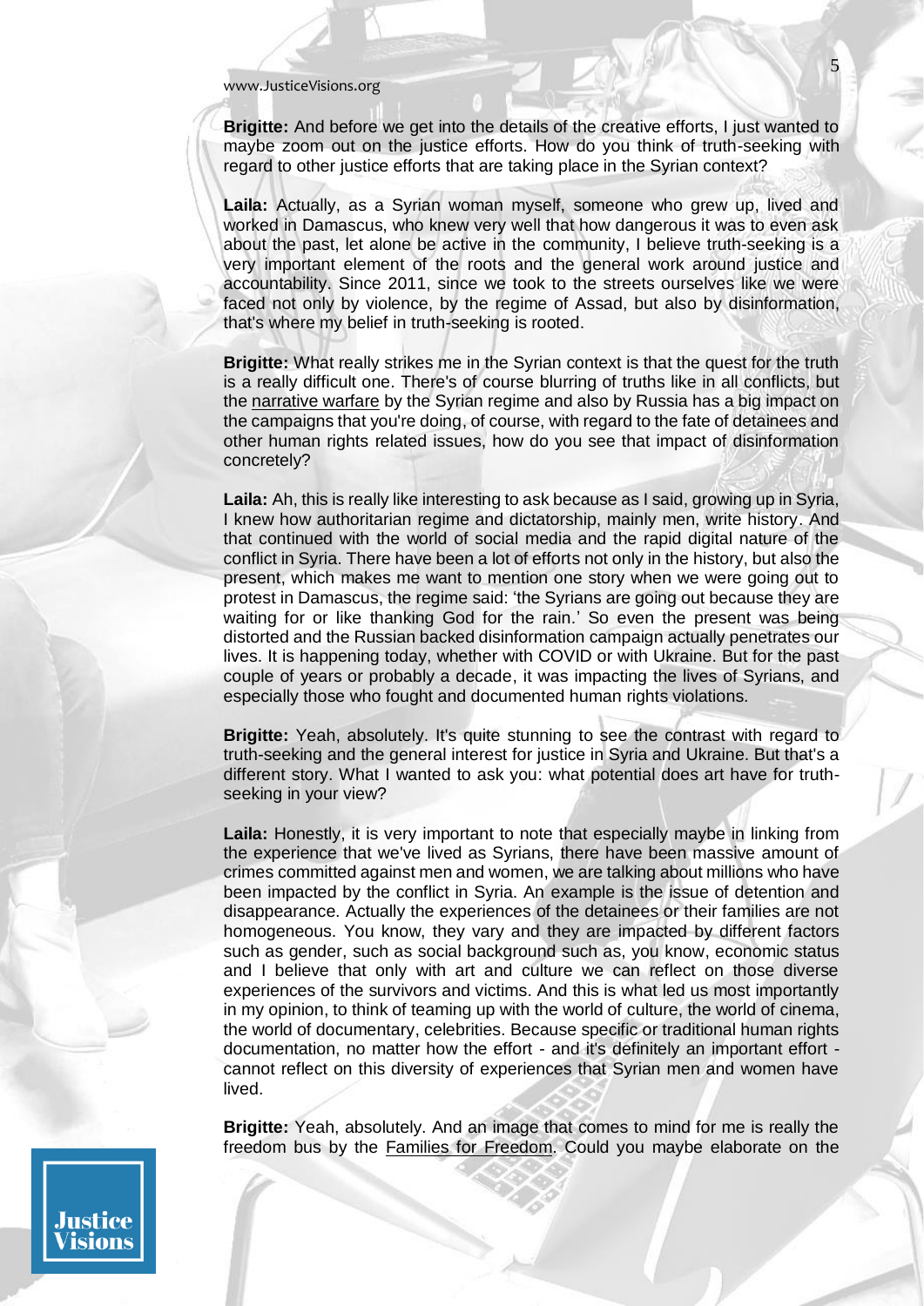**Brigitte:** And before we get into the details of the creative efforts, I just wanted to maybe zoom out on the justice efforts. How do you think of truth-seeking with regard to other justice efforts that are taking place in the Syrian context?

**Laila:** Actually, as a Syrian woman myself, someone who grew up, lived and worked in Damascus, who knew very well that how dangerous it was to even ask about the past, let alone be active in the community, I believe truth-seeking is a very important element of the roots and the general work around justice and accountability. Since 2011, since we took to the streets ourselves like we were faced not only by violence, by the regime of Assad, but also by disinformation, that's where my belief in truth-seeking is rooted.

**Brigitte:** What really strikes me in the Syrian context is that the quest for the truth is a really difficult one. There's of course blurring of truths like in all conflicts, but the narrative warfare by the Syrian regime and also by Russia has a big impact on the campaigns that you're doing, of course, with regard to the fate of detainees and other human rights related issues, how do you see that impact of disinformation concretely?

**Laila:** Ah, this is really like interesting to ask because as I said, growing up in Syria, I knew how authoritarian regime and dictatorship, mainly men, write history. And that continued with the world of social media and the rapid digital nature of the conflict in Syria. There have been a lot of efforts not only in the history, but also the present, which makes me want to mention one story when we were going out to protest in Damascus, the regime said: 'the Syrians are going out because they are waiting for or like thanking God for the rain.' So even the present was being distorted and the Russian backed disinformation campaign actually penetrates our lives. It is happening today, whether with COVID or with Ukraine. But for the past couple of years or probably a decade, it was impacting the lives of Syrians, and especially those who fought and documented human rights violations.

**Brigitte:** Yeah, absolutely. It's quite stunning to see the contrast with regard to truth-seeking and the general interest for justice in Syria and Ukraine. But that's a different story. What I wanted to ask you: what potential does art have for truth-seeking in your view?

**Laila:** Honestly, it is very important to note that especially maybe in linking from the experience that we've lived as Syrians, there have been massive amount of crimes committed against men and women, we are talking about millions who have been impacted by the conflict in Syria. An example is the issue of detention and disappearance. Actually the experiences of the detainees or their families are not homogeneous. You know, they vary and they are impacted by different factors such as gender, such as social background such as, you know, economic status and I believe that only with art and culture we can reflect on those diverse experiences of the survivors and victims. And this is what led us most importantly in my opinion, to think of teaming up with the world of culture, the world of cinema, the world of documentary, celebrities. Because specific or traditional human rights documentation, no matter how the effort - and it's definitely an important effort - cannot reflect on this diversity of experiences that Syrian men and women have lived.

**Brigitte:** Yeah, absolutely. And an image that comes to mind for me is really the freedom bus by the Families for Freedom. Could you maybe elaborate on the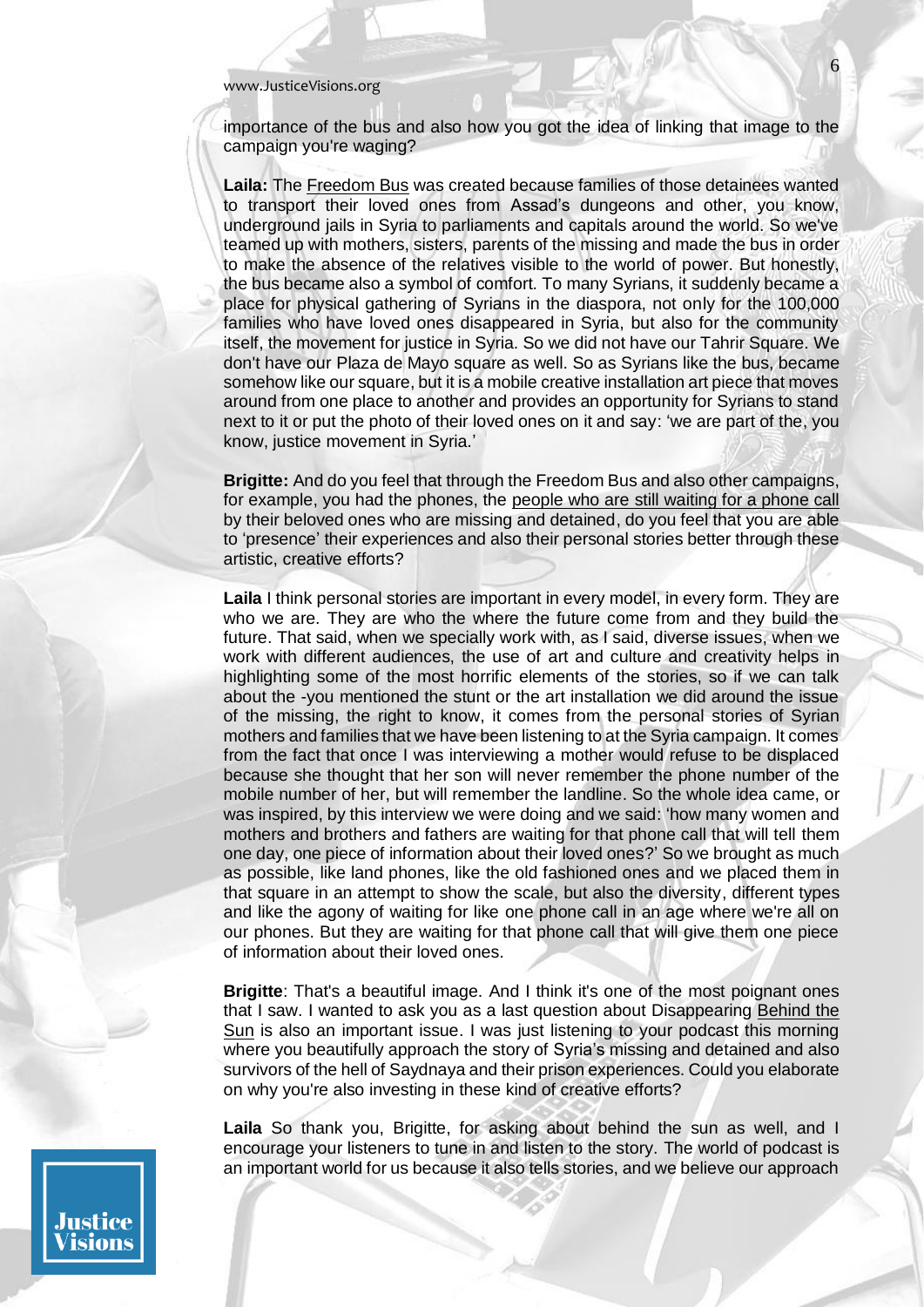importance of the bus and also how you got the idea of linking that image to the campaign you're waging?

**Laila:** The Freedom Bus was created because families of those detainees wanted to transport their loved ones from Assad's dungeons and other, you know, underground jails in Syria to parliaments and capitals around the world. So we've teamed up with mothers, sisters, parents of the missing and made the bus in order to make the absence of the relatives visible to the world of power. But honestly, the bus became also a symbol of comfort. To many Syrians, it suddenly became a place for physical gathering of Syrians in the diaspora, not only for the 100,000 families who have loved ones disappeared in Syria, but also for the community itself, the movement for justice in Syria. So we did not have our Tahrir Square. We don't have our Plaza de Mayo square as well. So as Syrians like the bus, became somehow like our square, but it is a mobile creative installation art piece that moves around from one place to another and provides an opportunity for Syrians to stand next to it or put the photo of their loved ones on it and say: 'we are part of the, you know, justice movement in Syria.'

**Brigitte:** And do you feel that through the Freedom Bus and also other campaigns, for example, you had the phones, the people who are still waiting for a phone call by their beloved ones who are missing and detained, do you feel that you are able to 'presence' their experiences and also their personal stories better through these artistic, creative efforts?

**Laila** I think personal stories are important in every model, in every form. They are who we are. They are who the where the future come from and they build the future. That said, when we specially work with, as I said, diverse issues, when we work with different audiences, the use of art and culture and creativity helps in highlighting some of the most horrific elements of the stories, so if we can talk about the -you mentioned the stunt or the art installation we did around the issue of the missing, the right to know, it comes from the personal stories of Syrian mothers and families that we have been listening to at the Syria campaign. It comes from the fact that once I was interviewing a mother would refuse to be displaced because she thought that her son will never remember the phone number of the mobile number of her, but will remember the landline. So the whole idea came, or was inspired, by this interview we were doing and we said: 'how many women and mothers and brothers and fathers are waiting for that phone call that will tell them one day, one piece of information about their loved ones?' So we brought as much as possible, like land phones, like the old fashioned ones and we placed them in that square in an attempt to show the scale, but also the diversity, different types and like the agony of waiting for like one phone call in an age where we're all on our phones. But they are waiting for that phone call that will give them one piece of information about their loved ones.

**Brigitte**: That's a beautiful image. And I think it's one of the most poignant ones that I saw. I wanted to ask you as a last question about Disappearing Behind the Sun is also an important issue. I was just listening to your podcast this morning where you beautifully approach the story of Syria's missing and detained and also survivors of the hell of Saydnaya and their prison experiences. Could you elaborate on why you're also investing in these kind of creative efforts?

**Laila** So thank you, Brigitte, for asking about behind the sun as well, and I encourage your listeners to tune in and listen to the story. The world of podcast is an important world for us because it also tells stories, and we believe our approach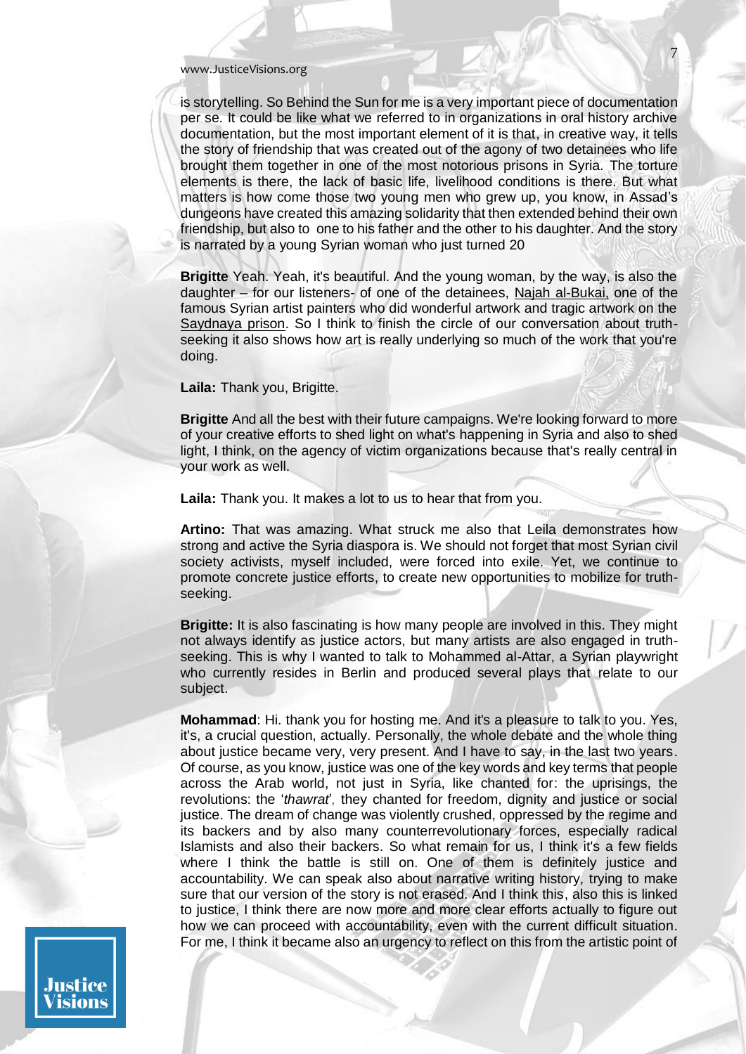is storytelling. So Behind the Sun for me is a very important piece of documentation per se. It could be like what we referred to in organizations in oral history archive documentation, but the most important element of it is that, in creative way, it tells the story of friendship that was created out of the agony of two detainees who life brought them together in one of the most notorious prisons in Syria. The torture elements is there, the lack of basic life, livelihood conditions is there. But what matters is how come those two young men who grew up, you know, in Assad's dungeons have created this amazing solidarity that then extended behind their own friendship, but also to one to his father and the other to his daughter. And the story is narrated by a young Syrian woman who just turned 20

**Brigitte** Yeah. Yeah, it's beautiful. And the young woman, by the way, is also the daughter – for our listeners- of one of the detainees, Najah al-Bukai, one of the famous Syrian artist painters who did wonderful artwork and tragic artwork on the Saydnaya prison. So I think to finish the circle of our conversation about truth-seeking it also shows how art is really underlying so much of the work that you're doing.

**Laila:** Thank you, Brigitte.

**Brigitte** And all the best with their future campaigns. We're looking forward to more of your creative efforts to shed light on what's happening in Syria and also to shed light, I think, on the agency of victim organizations because that's really central in your work as well.

**Laila:** Thank you. It makes a lot to us to hear that from you.

**Artino:** That was amazing. What struck me also that Leila demonstrates how strong and active the Syria diaspora is. We should not forget that most Syrian civil society activists, myself included, were forced into exile. Yet, we continue to promote concrete justice efforts, to create new opportunities to mobilize for truth-seeking.

**Brigitte:** It is also fascinating is how many people are involved in this. They might not always identify as justice actors, but many artists are also engaged in truth-seeking. This is why I wanted to talk to Mohammed al-Attar, a Syrian playwright who currently resides in Berlin and produced several plays that relate to our subject.

**Mohammad**: Hi. thank you for hosting me. And it's a pleasure to talk to you. Yes, it's, a crucial question, actually. Personally, the whole debate and the whole thing about justice became very, very present. And I have to say, in the last two years. Of course, as you know, justice was one of the key words and key terms that people across the Arab world, not just in Syria, like chanted for: the uprisings, the revolutions: the '*thawrat*', they chanted for freedom, dignity and justice or social justice. The dream of change was violently crushed, oppressed by the regime and its backers and by also many counterrevolutionary forces, especially radical Islamists and also their backers. So what remain for us, I think it's a few fields where I think the battle is still on. One of them is definitely justice and accountability. We can speak also about narrative writing history, trying to make sure that our version of the story is not erased. And I think this, also this is linked to justice, I think there are now more and more clear efforts actually to figure out how we can proceed with accountability, even with the current difficult situation. For me, I think it became also an urgency to reflect on this from the artistic point of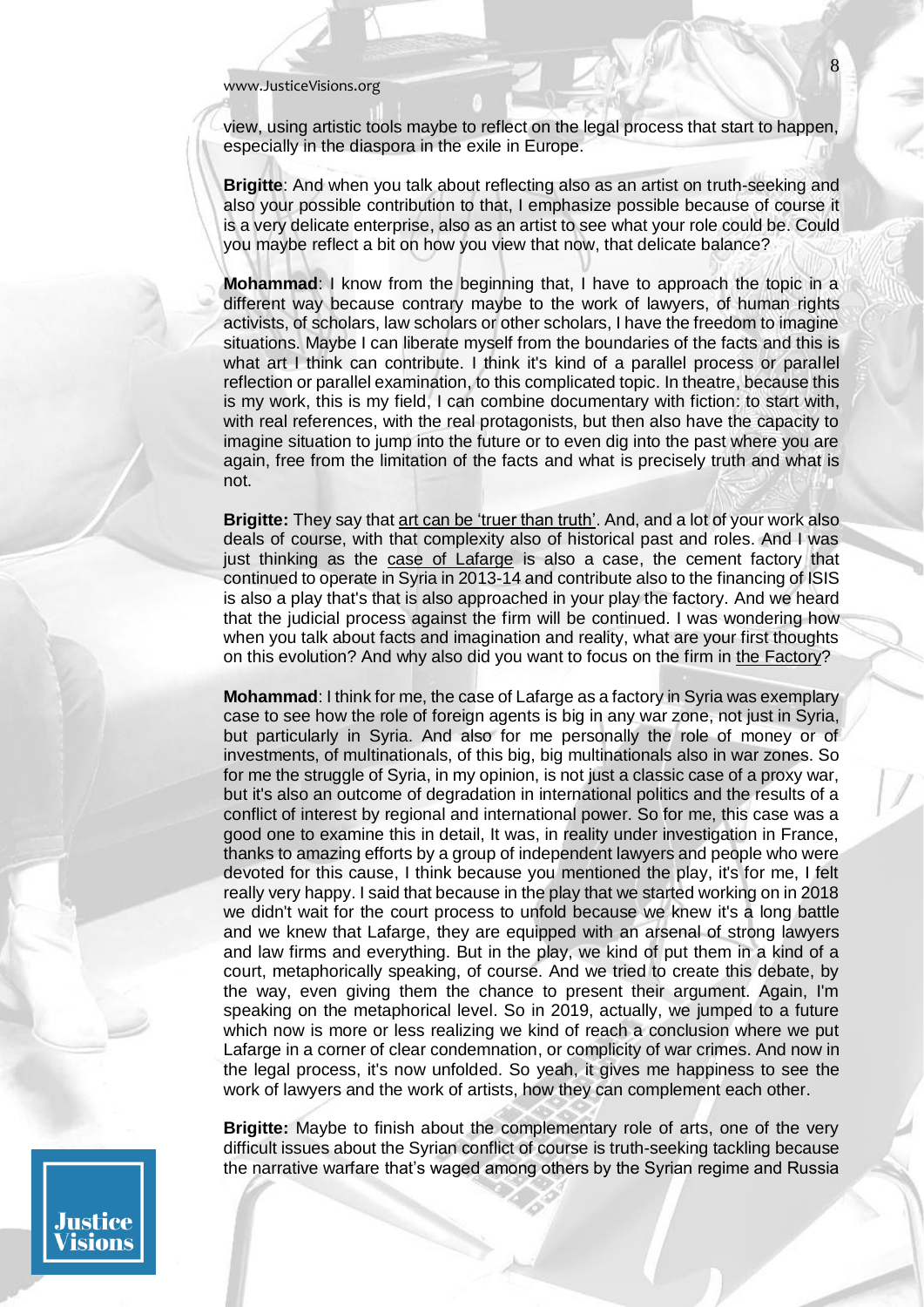view, using artistic tools maybe to reflect on the legal process that start to happen, especially in the diaspora in the exile in Europe.

**Brigitte**: And when you talk about reflecting also as an artist on truth-seeking and also your possible contribution to that, I emphasize possible because of course it is a very delicate enterprise, also as an artist to see what your role could be. Could you maybe reflect a bit on how you view that now, that delicate balance?

**Mohammad**: I know from the beginning that, I have to approach the topic in a different way because contrary maybe to the work of lawyers, of human rights activists, of scholars, law scholars or other scholars, I have the freedom to imagine situations. Maybe I can liberate myself from the boundaries of the facts and this is what art I think can contribute. I think it's kind of a parallel process or parallel reflection or parallel examination, to this complicated topic. In theatre, because this is my work, this is my field, I can combine documentary with fiction: to start with, with real references, with the real protagonists, but then also have the capacity to imagine situation to jump into the future or to even dig into the past where you are again, free from the limitation of the facts and what is precisely truth and what is not.

**Brigitte:** They say that art can be 'truer than truth'. And, and a lot of your work also deals of course, with that complexity also of historical past and roles. And I was just thinking as the case of Lafarge is also a case, the cement factory that continued to operate in Syria in 2013-14 and contribute also to the financing of ISIS is also a play that's that is also approached in your play the factory. And we heard that the judicial process against the firm will be continued. I was wondering how when you talk about facts and imagination and reality, what are your first thoughts on this evolution? And why also did you want to focus on the firm in the Factory?

**Mohammad**: I think for me, the case of Lafarge as a factory in Syria was exemplary case to see how the role of foreign agents is big in any war zone, not just in Syria, but particularly in Syria. And also for me personally the role of money or of investments, of multinationals, of this big, big multinationals also in war zones. So for me the struggle of Syria, in my opinion, is not just a classic case of a proxy war, but it's also an outcome of degradation in international politics and the results of a conflict of interest by regional and international power. So for me, this case was a good one to examine this in detail, It was, in reality under investigation in France, thanks to amazing efforts by a group of independent lawyers and people who were devoted for this cause, I think because you mentioned the play, it's for me, I felt really very happy. I said that because in the play that we started working on in 2018 we didn't wait for the court process to unfold because we knew it's a long battle and we knew that Lafarge, they are equipped with an arsenal of strong lawyers and law firms and everything. But in the play, we kind of put them in a kind of a court, metaphorically speaking, of course. And we tried to create this debate, by the way, even giving them the chance to present their argument. Again, I'm speaking on the metaphorical level. So in 2019, actually, we jumped to a future which now is more or less realizing we kind of reach a conclusion where we put Lafarge in a corner of clear condemnation, or complicity of war crimes. And now in the legal process, it's now unfolded. So yeah, it gives me happiness to see the work of lawyers and the work of artists, how they can complement each other.

**Brigitte:** Maybe to finish about the complementary role of arts, one of the very difficult issues about the Syrian conflict of course is truth-seeking tackling because the narrative warfare that's waged among others by the Syrian regime and Russia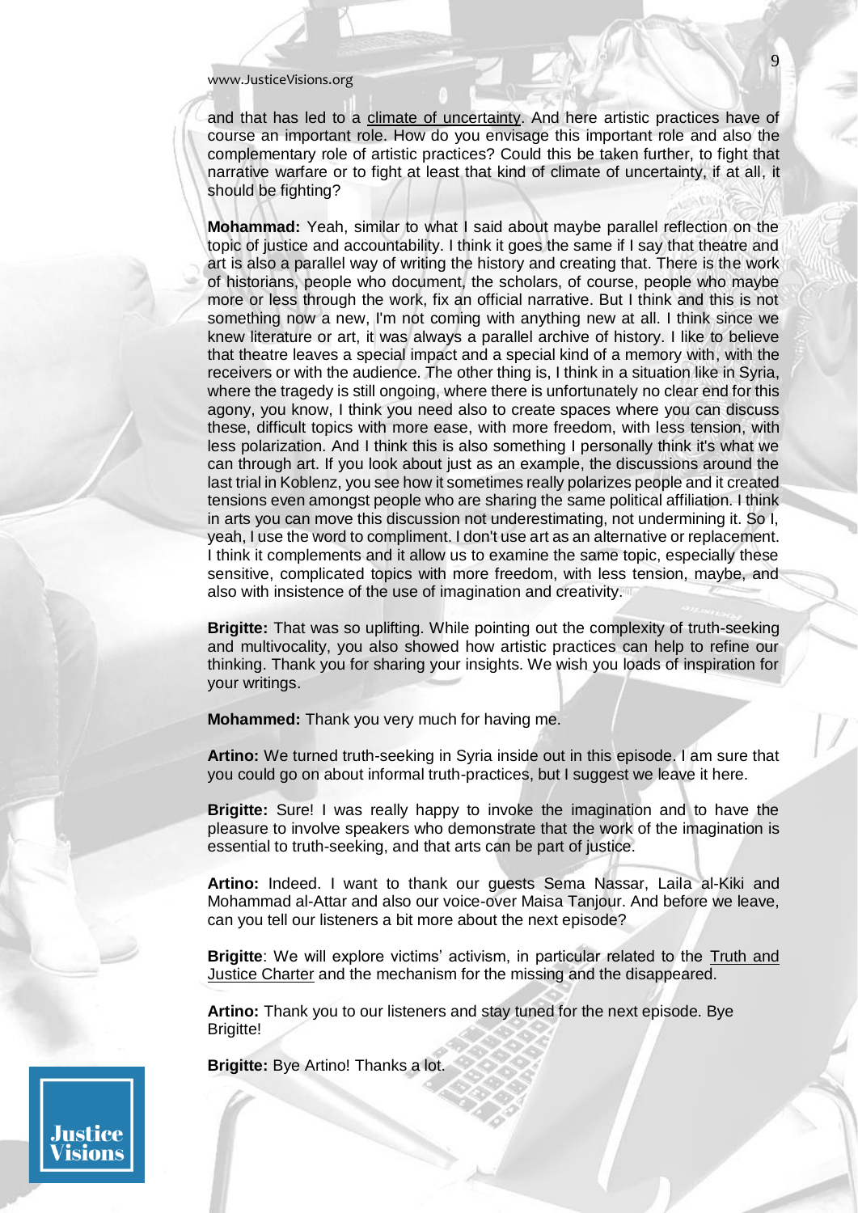and that has led to a climate of uncertainty. And here artistic practices have of course an important role. How do you envisage this important role and also the complementary role of artistic practices? Could this be taken further, to fight that narrative warfare or to fight at least that kind of climate of uncertainty, if at all, it should be fighting?

**Mohammad:** Yeah, similar to what I said about maybe parallel reflection on the topic of justice and accountability. I think it goes the same if I say that theatre and art is also a parallel way of writing the history and creating that. There is the work of historians, people who document, the scholars, of course, people who maybe more or less through the work, fix an official narrative. But I think and this is not something now a new, I'm not coming with anything new at all. I think since we knew literature or art, it was always a parallel archive of history. I like to believe that theatre leaves a special impact and a special kind of a memory with, with the receivers or with the audience. The other thing is, I think in a situation like in Syria, where the tragedy is still ongoing, where there is unfortunately no clear end for this agony, you know, I think you need also to create spaces where you can discuss these, difficult topics with more ease, with more freedom, with less tension, with less polarization. And I think this is also something I personally think it's what we can through art. If you look about just as an example, the discussions around the last trial in Koblenz, you see how it sometimes really polarizes people and it created tensions even amongst people who are sharing the same political affiliation. I think in arts you can move this discussion not underestimating, not undermining it. So I, yeah, I use the word to compliment. I don't use art as an alternative or replacement. I think it complements and it allow us to examine the same topic, especially these sensitive, complicated topics with more freedom, with less tension, maybe, and also with insistence of the use of imagination and creativity.

**Brigitte:** That was so uplifting. While pointing out the complexity of truth-seeking and multivocality, you also showed how artistic practices can help to refine our thinking. Thank you for sharing your insights. We wish you loads of inspiration for your writings.

**Mohammed:** Thank you very much for having me.

**Artino:** We turned truth-seeking in Syria inside out in this episode. I am sure that you could go on about informal truth-practices, but I suggest we leave it here.

**Brigitte:** Sure! I was really happy to invoke the imagination and to have the pleasure to involve speakers who demonstrate that the work of the imagination is essential to truth-seeking, and that arts can be part of justice.

**Artino:** Indeed. I want to thank our guests Sema Nassar, Laila al-Kiki and Mohammad al-Attar and also our voice-over Maisa Tanjour. And before we leave, can you tell our listeners a bit more about the next episode?

**Brigitte**: We will explore victims' activism, in particular related to the Truth and Justice Charter and the mechanism for the missing and the disappeared.

**Artino:** Thank you to our listeners and stay tuned for the next episode. Bye Brigitte!

**Brigitte:** Bye Artino! Thanks a lot.